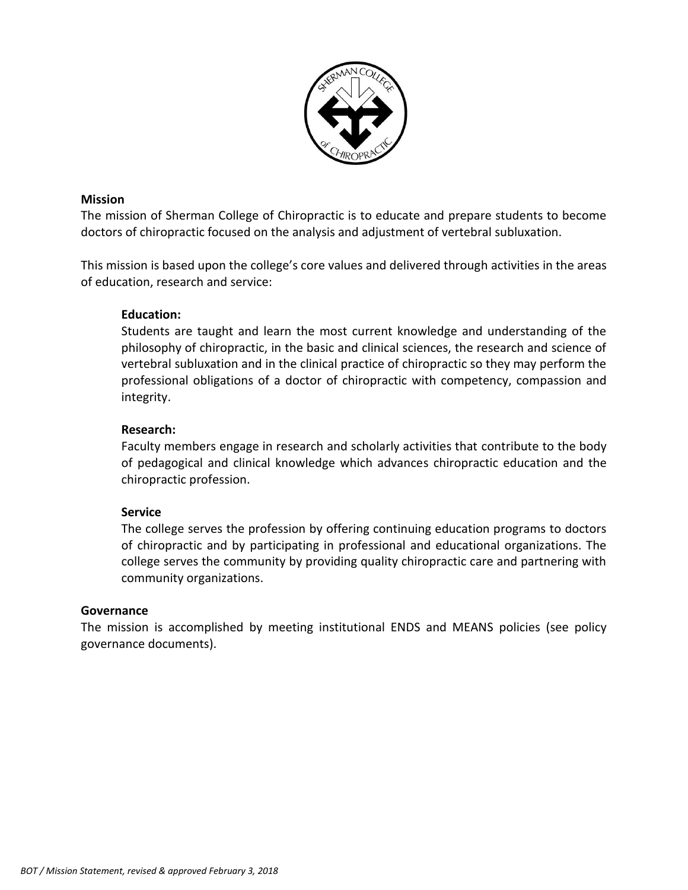## Mission

The mission of Sherman College of Chiropractic is to educate and prepare students to become doctors of chiropractic focused on the analysis and adjustment of vertebral subluxation.

This mission is based upon the college's core values and delivered through activities in the areas of education, research and service:

> **Education:**
> Students are taught and learn the most current knowledge and understanding of the philosophy of chiropractic, in the basic and clinical sciences, the research and science of vertebral subluxation and in the clinical practice of chiropractic so they may perform the professional obligations of a doctor of chiropractic with competency, compassion and integrity.
>
> **Research:**
> Faculty members engage in research and scholarly activities that contribute to the body of pedagogical and clinical knowledge which advances chiropractic education and the chiropractic profession.
>
> **Service**
> The college serves the profession by offering continuing education programs to doctors of chiropractic and by participating in professional and educational organizations. The college serves the community by providing quality chiropractic care and partnering with community organizations.

## Governance

The mission is accomplished by meeting institutional ENDS and MEANS policies (see policy governance documents).

*BOT / Mission Statement, revised & approved February 3, 2018*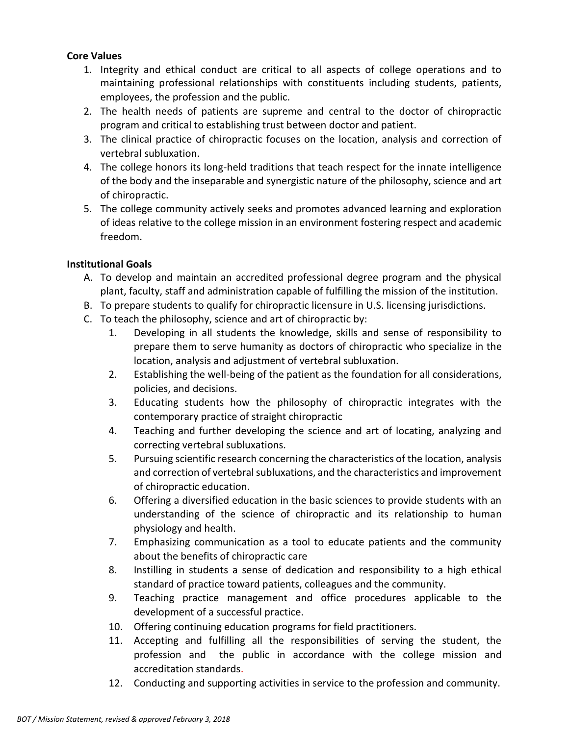**Core Values**

1. Integrity and ethical conduct are critical to all aspects of college operations and to maintaining professional relationships with constituents including students, patients, employees, the profession and the public.
2. The health needs of patients are supreme and central to the doctor of chiropractic program and critical to establishing trust between doctor and patient.
3. The clinical practice of chiropractic focuses on the location, analysis and correction of vertebral subluxation.
4. The college honors its long-held traditions that teach respect for the innate intelligence of the body and the inseparable and synergistic nature of the philosophy, science and art of chiropractic.
5. The college community actively seeks and promotes advanced learning and exploration of ideas relative to the college mission in an environment fostering respect and academic freedom.

**Institutional Goals**

A. To develop and maintain an accredited professional degree program and the physical plant, faculty, staff and administration capable of fulfilling the mission of the institution.

B. To prepare students to qualify for chiropractic licensure in U.S. licensing jurisdictions.

C. To teach the philosophy, science and art of chiropractic by:

1. Developing in all students the knowledge, skills and sense of responsibility to prepare them to serve humanity as doctors of chiropractic who specialize in the location, analysis and adjustment of vertebral subluxation.
2. Establishing the well-being of the patient as the foundation for all considerations, policies, and decisions.
3. Educating students how the philosophy of chiropractic integrates with the contemporary practice of straight chiropractic
4. Teaching and further developing the science and art of locating, analyzing and correcting vertebral subluxations.
5. Pursuing scientific research concerning the characteristics of the location, analysis and correction of vertebral subluxations, and the characteristics and improvement of chiropractic education.
6. Offering a diversified education in the basic sciences to provide students with an understanding of the science of chiropractic and its relationship to human physiology and health.
7. Emphasizing communication as a tool to educate patients and the community about the benefits of chiropractic care
8. Instilling in students a sense of dedication and responsibility to a high ethical standard of practice toward patients, colleagues and the community.
9. Teaching practice management and office procedures applicable to the development of a successful practice.
10. Offering continuing education programs for field practitioners.
11. Accepting and fulfilling all the responsibilities of serving the student, the profession and the public in accordance with the college mission and accreditation standards.
12. Conducting and supporting activities in service to the profession and community.

*BOT / Mission Statement, revised & approved February 3, 2018*